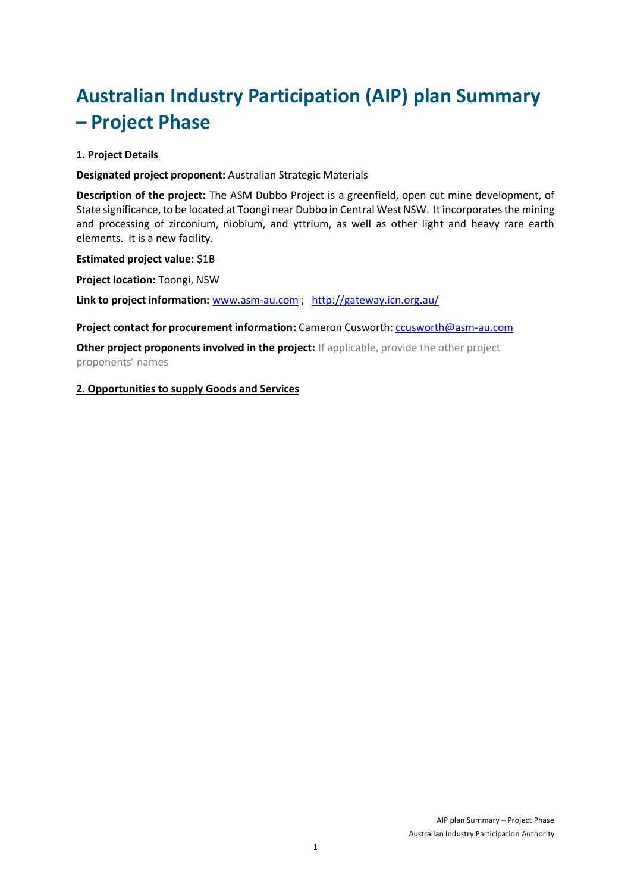# Australian Industry Participation (AIP) plan Summary – Project Phase

**1. Project Details**

**Designated project proponent:** Australian Strategic Materials

**Description of the project:** The ASM Dubbo Project is a greenfield, open cut mine development, of State significance, to be located at Toongi near Dubbo in Central West NSW. It incorporates the mining and processing of zirconium, niobium, and yttrium, as well as other light and heavy rare earth elements. It is a new facility.

**Estimated project value:** $1B

**Project location:** Toongi, NSW

**Link to project information:** [www.asm-au.com](http://www.asm-au.com) ; [http://gateway.icn.org.au/](http://gateway.icn.org.au/)

**Project contact for procurement information:** Cameron Cusworth: [ccusworth@asm-au.com](mailto:ccusworth@asm-au.com)

**Other project proponents involved in the project:** If applicable, provide the other project proponents' names

**2. Opportunities to supply Goods and Services**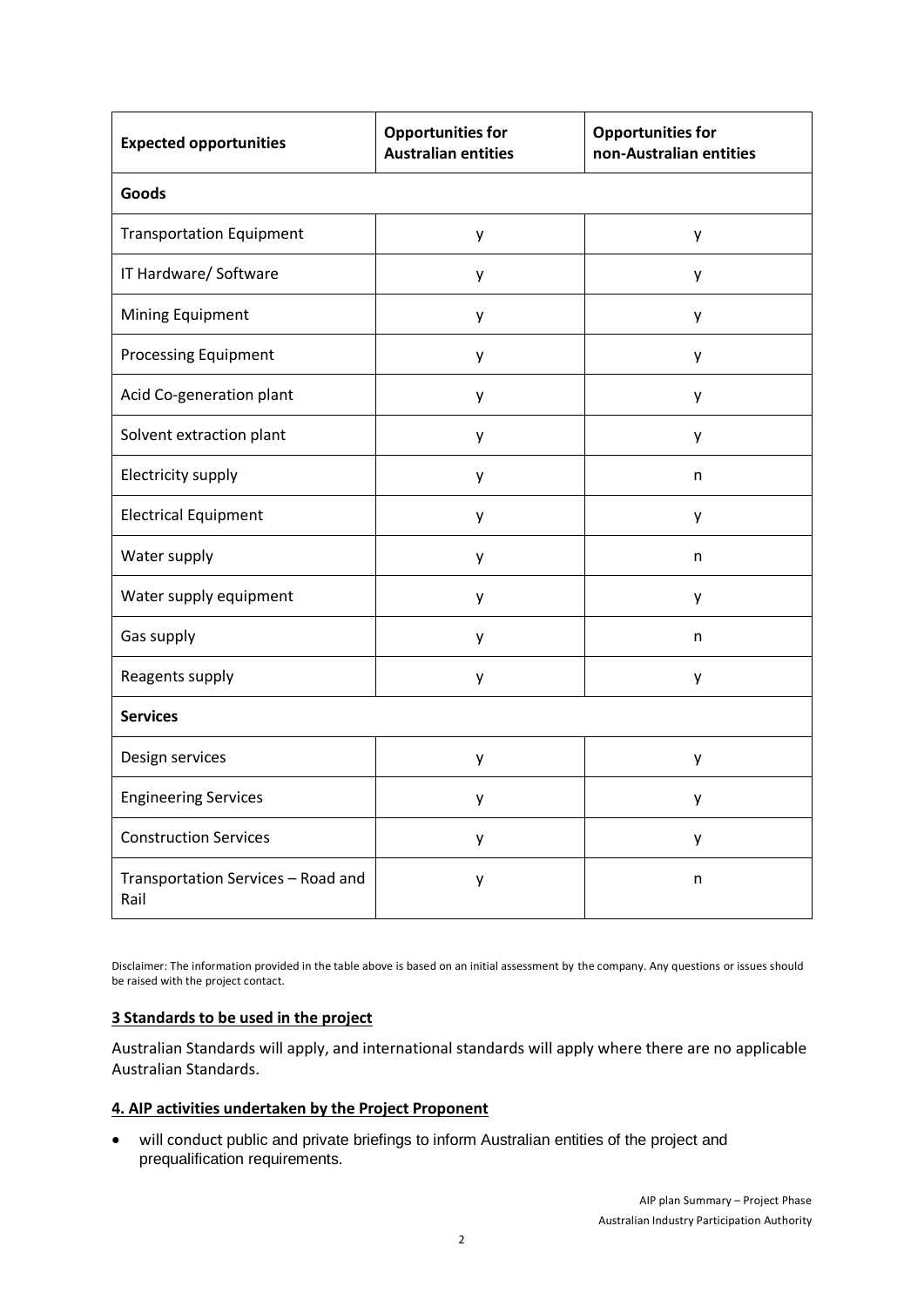| Expected opportunities | Opportunities for Australian entities | Opportunities for non-Australian entities |
| --- | --- | --- |
| **Goods** | | |
| Transportation Equipment | y | y |
| IT Hardware/ Software | y | y |
| Mining Equipment | y | y |
| Processing Equipment | y | y |
| Acid Co-generation plant | y | y |
| Solvent extraction plant | y | y |
| Electricity supply | y | n |
| Electrical Equipment | y | y |
| Water supply | y | n |
| Water supply equipment | y | y |
| Gas supply | y | n |
| Reagents supply | y | y |
| **Services** | | |
| Design services | y | y |
| Engineering Services | y | y |
| Construction Services | y | y |
| Transportation Services – Road and Rail | y | n |

Disclaimer: The information provided in the table above is based on an initial assessment by the company. Any questions or issues should be raised with the project contact.

## 3 Standards to be used in the project

Australian Standards will apply, and international standards will apply where there are no applicable Australian Standards.

## 4. AIP activities undertaken by the Project Proponent

- will conduct public and private briefings to inform Australian entities of the project and prequalification requirements.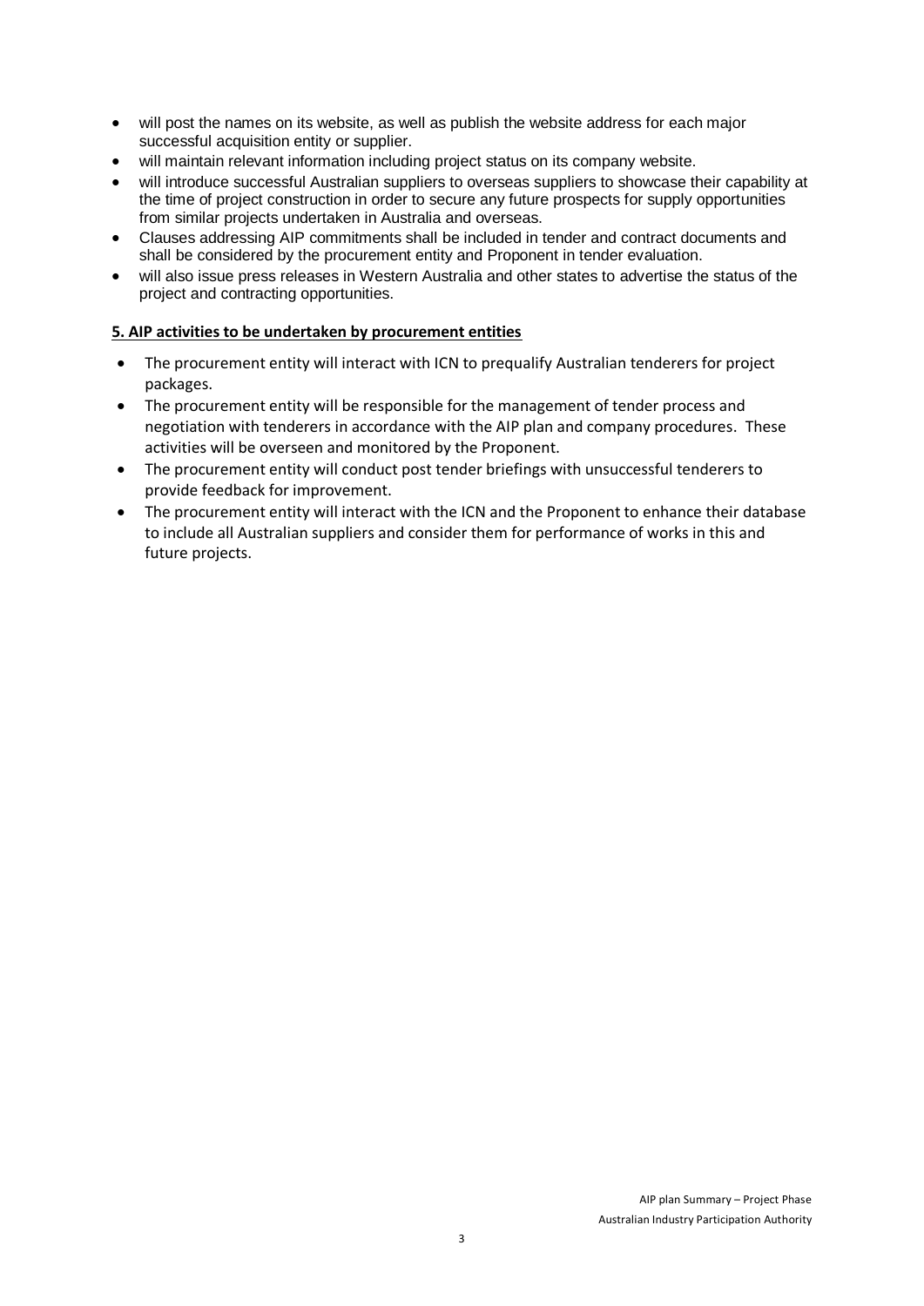- will post the names on its website, as well as publish the website address for each major successful acquisition entity or supplier.
- will maintain relevant information including project status on its company website.
- will introduce successful Australian suppliers to overseas suppliers to showcase their capability at the time of project construction in order to secure any future prospects for supply opportunities from similar projects undertaken in Australia and overseas.
- Clauses addressing AIP commitments shall be included in tender and contract documents and shall be considered by the procurement entity and Proponent in tender evaluation.
- will also issue press releases in Western Australia and other states to advertise the status of the project and contracting opportunities.

**5. AIP activities to be undertaken by procurement entities**

- The procurement entity will interact with ICN to prequalify Australian tenderers for project packages.
- The procurement entity will be responsible for the management of tender process and negotiation with tenderers in accordance with the AIP plan and company procedures. These activities will be overseen and monitored by the Proponent.
- The procurement entity will conduct post tender briefings with unsuccessful tenderers to provide feedback for improvement.
- The procurement entity will interact with the ICN and the Proponent to enhance their database to include all Australian suppliers and consider them for performance of works in this and future projects.